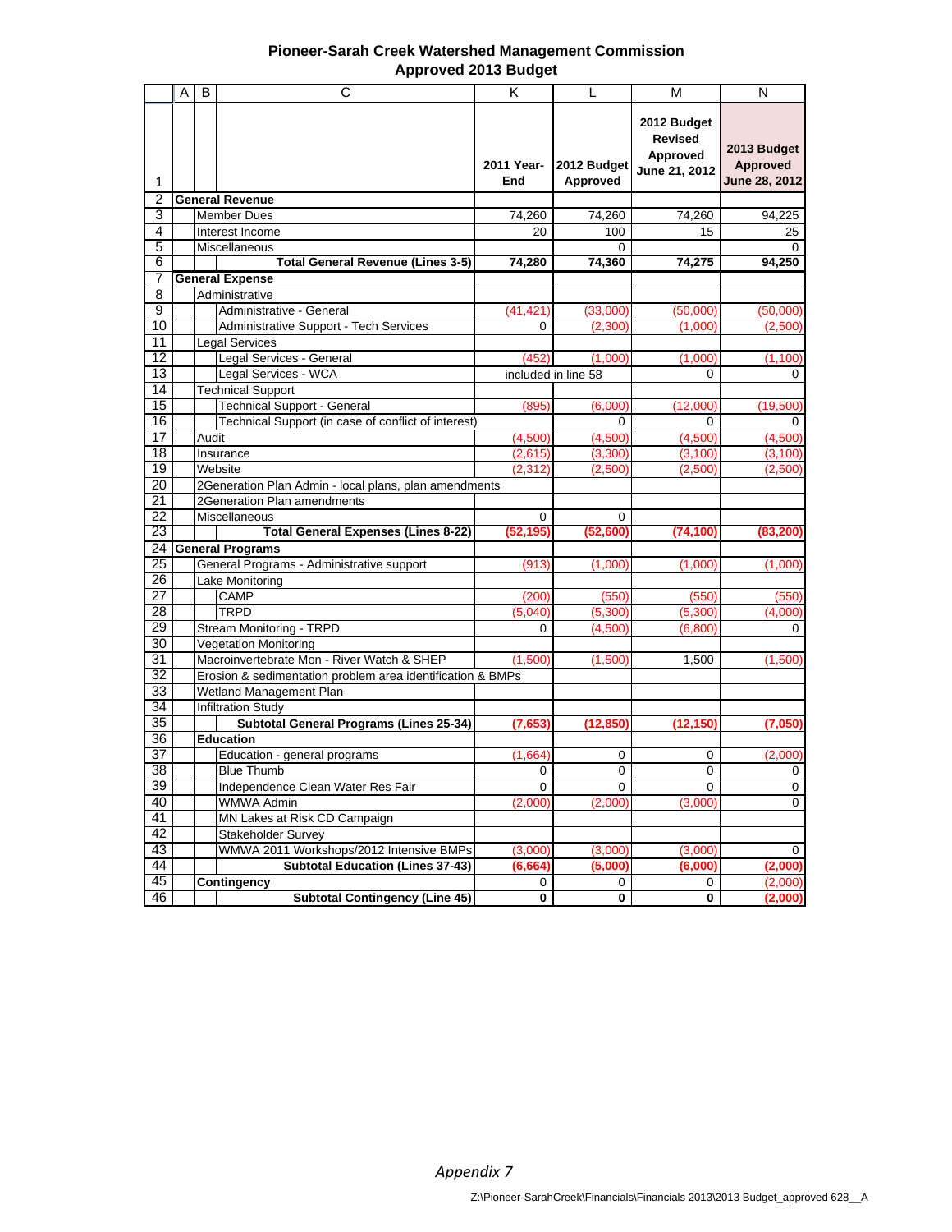# Pioneer-Sarah Creek Watershed Management Commission
## Approved 2013 Budget

| | A | B | C | K | L | M | N |
|---|---|---|---|---|---|---|---|
| 1 | | | | 2011 Year-End | 2012 Budget Approved | 2012 Budget Revised Approved June 21, 2012 | 2013 Budget Approved June 28, 2012 |
| 2 | **General Revenue** | | | | | | |
| 3 | | Member Dues | | 74,260 | 74,260 | 74,260 | 94,225 |
| 4 | | Interest Income | | 20 | 100 | 15 | 25 |
| 5 | | Miscellaneous | | | 0 | | 0 |
| 6 | | | **Total General Revenue (Lines 3-5)** | **74,280** | **74,360** | **74,275** | **94,250** |
| 7 | **General Expense** | | | | | | |
| 8 | | Administrative | | | | | |
| 9 | | | Administrative - General | (41,421) | (33,000) | (50,000) | (50,000) |
| 10 | | | Administrative Support - Tech Services | 0 | (2,300) | (1,000) | (2,500) |
| 11 | | Legal Services | | | | | |
| 12 | | | Legal Services - General | (452) | (1,000) | (1,000) | (1,100) |
| 13 | | | Legal Services - WCA | included in line 58 | | 0 | 0 |
| 14 | | Technical Support | | | | | |
| 15 | | | Technical Support - General | (895) | (6,000) | (12,000) | (19,500) |
| 16 | | | Technical Support (in case of conflict of interest) | | 0 | 0 | 0 |
| 17 | | Audit | | (4,500) | (4,500) | (4,500) | (4,500) |
| 18 | | Insurance | | (2,615) | (3,300) | (3,100) | (3,100) |
| 19 | | Website | | (2,312) | (2,500) | (2,500) | (2,500) |
| 20 | | 2Generation Plan Admin - local plans, plan amendments | | | | | |
| 21 | | 2Generation Plan amendments | | | | | |
| 22 | | Miscellaneous | | 0 | 0 | | |
| 23 | | | **Total General Expenses (Lines 8-22)** | **(52,195)** | **(52,600)** | **(74,100)** | **(83,200)** |
| 24 | **General Programs** | | | | | | |
| 25 | | General Programs - Administrative support | | (913) | (1,000) | (1,000) | (1,000) |
| 26 | | Lake Monitoring | | | | | |
| 27 | | | CAMP | (200) | (550) | (550) | (550) |
| 28 | | | TRPD | (5,040) | (5,300) | (5,300) | (4,000) |
| 29 | | Stream Monitoring - TRPD | | 0 | (4,500) | (6,800) | 0 |
| 30 | | Vegetation Monitoring | | | | | |
| 31 | | Macroinvertebrate Mon - River Watch & SHEP | | (1,500) | (1,500) | 1,500 | (1,500) |
| 32 | | Erosion & sedimentation problem area identification & BMPs | | | | | |
| 33 | | Wetland Management Plan | | | | | |
| 34 | | Infiltration Study | | | | | |
| 35 | | | **Subtotal General Programs (Lines 25-34)** | **(7,653)** | **(12,850)** | **(12,150)** | **(7,050)** |
| 36 | | **Education** | | | | | |
| 37 | | | Education - general programs | (1,664) | 0 | 0 | (2,000) |
| 38 | | | Blue Thumb | 0 | 0 | 0 | 0 |
| 39 | | | Independence Clean Water Res Fair | 0 | 0 | 0 | 0 |
| 40 | | | WMWA Admin | (2,000) | (2,000) | (3,000) | 0 |
| 41 | | | MN Lakes at Risk CD Campaign | | | | |
| 42 | | | Stakeholder Survey | | | | |
| 43 | | | WMWA 2011 Workshops/2012 Intensive BMPs | (3,000) | (3,000) | (3,000) | 0 |
| 44 | | | **Subtotal Education (Lines 37-43)** | **(6,664)** | **(5,000)** | **(6,000)** | **(2,000)** |
| 45 | | **Contingency** | | 0 | 0 | 0 | (2,000) |
| 46 | | | **Subtotal Contingency (Line 45)** | **0** | **0** | **0** | **(2,000)** |

*Appendix 7*

Z:\Pioneer-SarahCreek\Financials\Financials 2013\2013 Budget_approved 628__A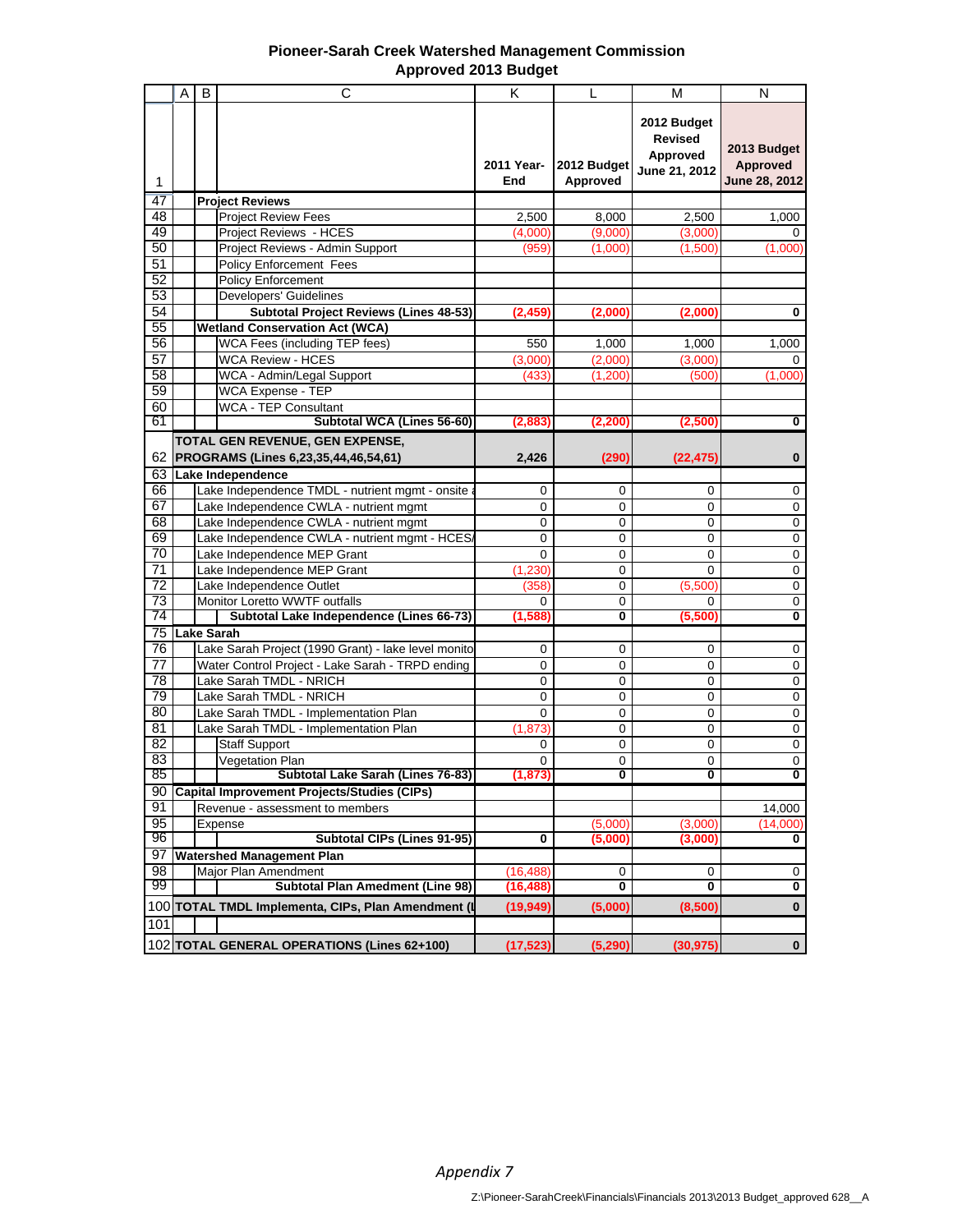# Pioneer-Sarah Creek Watershed Management Commission
## Approved 2013 Budget

| | A | B | C | K | L | M | N |
|---|---|---|---|---|---|---|---|
| 1 | | | | 2011 Year-End | 2012 Budget Approved | 2012 Budget Revised Approved June 21, 2012 | 2013 Budget Approved June 28, 2012 |
| 47 | | **Project Reviews** | | | | | |
| 48 | | | Project Review Fees | 2,500 | 8,000 | 2,500 | 1,000 |
| 49 | | | Project Reviews - HCES | (4,000) | (9,000) | (3,000) | 0 |
| 50 | | | Project Reviews - Admin Support | (959) | (1,000) | (1,500) | (1,000) |
| 51 | | | Policy Enforcement Fees | | | | |
| 52 | | | Policy Enforcement | | | | |
| 53 | | | Developers' Guidelines | | | | |
| 54 | | | **Subtotal Project Reviews (Lines 48-53)** | **(2,459)** | **(2,000)** | **(2,000)** | **0** |
| 55 | | **Wetland Conservation Act (WCA)** | | | | | |
| 56 | | | WCA Fees (including TEP fees) | 550 | 1,000 | 1,000 | 1,000 |
| 57 | | | WCA Review - HCES | (3,000) | (2,000) | (3,000) | 0 |
| 58 | | | WCA - Admin/Legal Support | (433) | (1,200) | (500) | (1,000) |
| 59 | | | WCA Expense - TEP | | | | |
| 60 | | | WCA - TEP Consultant | | | | |
| 61 | | | **Subtotal WCA (Lines 56-60)** | **(2,883)** | **(2,200)** | **(2,500)** | **0** |
| 62 | **TOTAL GEN REVENUE, GEN EXPENSE, PROGRAMS (Lines 6,23,35,44,46,54,61)** | | | **2,426** | **(290)** | **(22,475)** | **0** |
| 63 | **Lake Independence** | | | | | | |
| 66 | | Lake Independence TMDL - nutrient mgmt - onsite a | | 0 | 0 | 0 | 0 |
| 67 | | Lake Independence CWLA - nutrient mgmt | | 0 | 0 | 0 | 0 |
| 68 | | Lake Independence CWLA - nutrient mgmt | | 0 | 0 | 0 | 0 |
| 69 | | Lake Independence CWLA - nutrient mgmt - HCES/ | | 0 | 0 | 0 | 0 |
| 70 | | Lake Independence MEP Grant | | 0 | 0 | 0 | 0 |
| 71 | | Lake Independence MEP Grant | | (1,230) | 0 | 0 | 0 |
| 72 | | Lake Independence Outlet | | (358) | 0 | (5,500) | 0 |
| 73 | | Monitor Loretto WWTF outfalls | | 0 | 0 | 0 | 0 |
| 74 | | | **Subtotal Lake Independence (Lines 66-73)** | **(1,588)** | **0** | **(5,500)** | **0** |
| 75 | **Lake Sarah** | | | | | | |
| 76 | | Lake Sarah Project (1990 Grant) - lake level monito | | 0 | 0 | 0 | 0 |
| 77 | | Water Control Project - Lake Sarah - TRPD ending | | 0 | 0 | 0 | 0 |
| 78 | | Lake Sarah TMDL - NRICH | | 0 | 0 | 0 | 0 |
| 79 | | Lake Sarah TMDL - NRICH | | 0 | 0 | 0 | 0 |
| 80 | | Lake Sarah TMDL - Implementation Plan | | 0 | 0 | 0 | 0 |
| 81 | | Lake Sarah TMDL - Implementation Plan | | (1,873) | 0 | 0 | 0 |
| 82 | | | Staff Support | 0 | 0 | 0 | 0 |
| 83 | | | Vegetation Plan | 0 | 0 | 0 | 0 |
| 85 | | | **Subtotal Lake Sarah (Lines 76-83)** | **(1,873)** | **0** | **0** | **0** |
| 90 | **Capital Improvement Projects/Studies (CIPs)** | | | | | | |
| 91 | | Revenue - assessment to members | | | | | 14,000 |
| 95 | | Expense | | | (5,000) | (3,000) | (14,000) |
| 96 | | | **Subtotal CIPs (Lines 91-95)** | **0** | **(5,000)** | **(3,000)** | **0** |
| 97 | **Watershed Management Plan** | | | | | | |
| 98 | | Major Plan Amendment | | (16,488) | 0 | 0 | 0 |
| 99 | | | **Subtotal Plan Amedment (Line 98)** | **(16,488)** | **0** | **0** | **0** |
| 100 | **TOTAL TMDL Implementa, CIPs, Plan Amendment (l** | | | **(19,949)** | **(5,000)** | **(8,500)** | **0** |
| 101 | | | | | | | |
| 102 | **TOTAL GENERAL OPERATIONS (Lines 62+100)** | | | **(17,523)** | **(5,290)** | **(30,975)** | **0** |

*Appendix 7*

Z:\Pioneer-SarahCreek\Financials\Financials 2013\2013 Budget_approved 628__A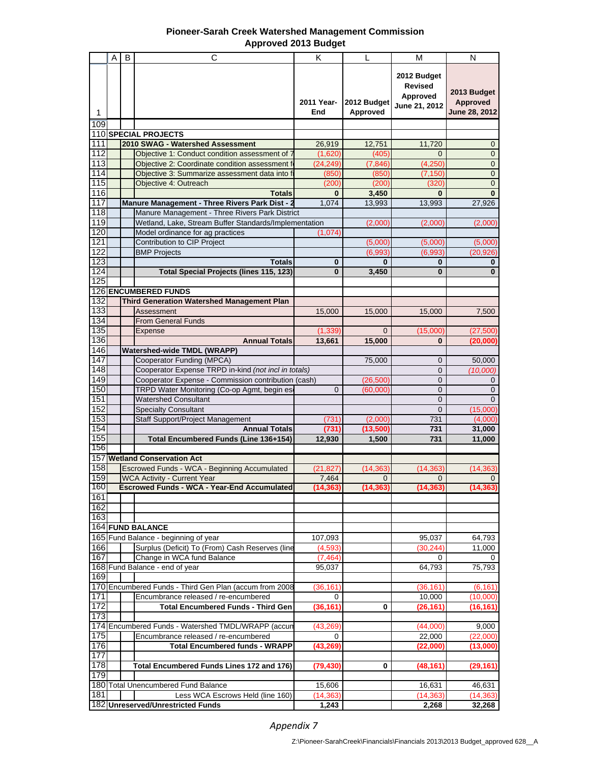# Pioneer-Sarah Creek Watershed Management Commission
## Approved 2013 Budget

| | A | B | C | K | L | M | N |
|---|---|---|---|---|---|---|---|
| 1 | | | | 2011 Year-End | 2012 Budget Approved | 2012 Budget Revised Approved June 21, 2012 | 2013 Budget Approved June 28, 2012 |
| 109 | | | | | | | |
| 110 | **SPECIAL PROJECTS** | | | | | | |
| 111 | | **2010 SWAG - Watershed Assessment** | | 26,919 | 12,751 | 11,720 | 0 |
| 112 | | | Objective 1: Conduct condition assessment of 7 | (1,620) | (405) | 0 | 0 |
| 113 | | | Objective 2: Coordinate condition assessment f | (24,249) | (7,846) | (4,250) | 0 |
| 114 | | | Objective 3: Summarize assessment data into fi | (850) | (850) | (7,150) | 0 |
| 115 | | | Objective 4: Outreach | (200) | (200) | (320) | 0 |
| 116 | | | **Totals** | **0** | **3,450** | **0** | **0** |
| 117 | | **Manure Management - Three Rivers Park Dist - 2** | | 1,074 | 13,993 | 13,993 | 27,926 |
| 118 | | | Manure Management - Three Rivers Park District | | | | |
| 119 | | | Wetland, Lake, Stream Buffer Standards/Implementation | | (2,000) | (2,000) | (2,000) |
| 120 | | | Model ordinance for ag practices | (1,074) | | | |
| 121 | | | Contribution to CIP Project | | (5,000) | (5,000) | (5,000) |
| 122 | | | BMP Projects | | (6,993) | (6,993) | (20,926) |
| 123 | | | **Totals** | **0** | **0** | **0** | **0** |
| 124 | | | **Total Special Projects (lines 115, 123)** | **0** | **3,450** | **0** | **0** |
| 125 | | | | | | | |
| 126 | **ENCUMBERED FUNDS** | | | | | | |
| 132 | | **Third Generation Watershed Management Plan** | | | | | |
| 133 | | | Assessment | 15,000 | 15,000 | 15,000 | 7,500 |
| 134 | | | From General Funds | | | | |
| 135 | | | Expense | (1,339) | 0 | (15,000) | (27,500) |
| 136 | | | **Annual Totals** | **13,661** | **15,000** | **0** | **(20,000)** |
| 146 | | **Watershed-wide TMDL (WRAPP)** | | | | | |
| 147 | | | Cooperator Funding (MPCA) | | 75,000 | 0 | 50,000 |
| 148 | | | Cooperator Expense TRPD in-kind *(not incl in totals)* | | | 0 | *(10,000)* |
| 149 | | | Cooperator Expense - Commission contribution (cash) | | (26,500) | 0 | 0 |
| 150 | | | TRPD Water Monitoring (Co-op Agmt, begin es | 0 | (60,000) | 0 | 0 |
| 151 | | | Watershed Consultant | | | 0 | 0 |
| 152 | | | Specialty Consultant | | | 0 | (15,000) |
| 153 | | | Staff Support/Project Management | (731) | (2,000) | 731 | (4,000) |
| 154 | | | **Annual Totals** | **(731)** | **(13,500)** | **731** | **31,000** |
| 155 | | | **Total Encumbered Funds (Line 136+154)** | **12,930** | **1,500** | **731** | **11,000** |
| 156 | | | | | | | |
| 157 | **Wetland Conservation Act** | | | | | | |
| 158 | | Escrowed Funds - WCA - Beginning Accumulated | | (21,827) | (14,363) | (14,363) | (14,363) |
| 159 | | WCA Activity - Current Year | | 7,464 | 0 | 0 | 0 |
| 160 | | **Escrowed Funds - WCA - Year-End Accumulated** | | **(14,363)** | **(14,363)** | **(14,363)** | **(14,363)** |
| 161 | | | | | | | |
| 162 | | | | | | | |
| 163 | | | | | | | |
| 164 | **FUND BALANCE** | | | | | | |
| 165 | Fund Balance - beginning of year | | | 107,093 | | 95,037 | 64,793 |
| 166 | | | Surplus (Deficit) To (From) Cash Reserves (line | (4,593) | | (30,244) | 11,000 |
| 167 | | | Change in WCA fund Balance | (7,464) | | 0 | 0 |
| 168 | Fund Balance - end of year | | | 95,037 | | 64,793 | 75,793 |
| 169 | | | | | | | |
| 170 | Encumbered Funds - Third Gen Plan (accum from 2008 | | | (36,161) | | (36,161) | (6,161) |
| 171 | | | Encumbrance released / re-encumbered | 0 | | 10,000 | (10,000) |
| 172 | | | **Total Encumbered Funds - Third Gen** | **(36,161)** | **0** | **(26,161)** | **(16,161)** |
| 173 | | | | | | | |
| 174 | Encumbered Funds - Watershed TMDL/WRAPP (accum | | | (43,269) | | (44,000) | 9,000 |
| 175 | | | Encumbrance released / re-encumbered | 0 | | 22,000 | (22,000) |
| 176 | | | **Total Encumbered funds - WRAPP** | **(43,269)** | | **(22,000)** | **(13,000)** |
| 177 | | | | | | | |
| 178 | | **Total Encumbered Funds Lines 172 and 176)** | | **(79,430)** | **0** | **(48,161)** | **(29,161)** |
| 179 | | | | | | | |
| 180 | Total Unencumbered Fund Balance | | | 15,606 | | 16,631 | 46,631 |
| 181 | | | Less WCA Escrows Held (line 160) | (14,363) | | (14,363) | (14,363) |
| 182 | **Unreserved/Unrestricted Funds** | | | **1,243** | | **2,268** | **32,268** |

*Appendix 7*

Z:\Pioneer-SarahCreek\Financials\Financials 2013\2013 Budget_approved 628__A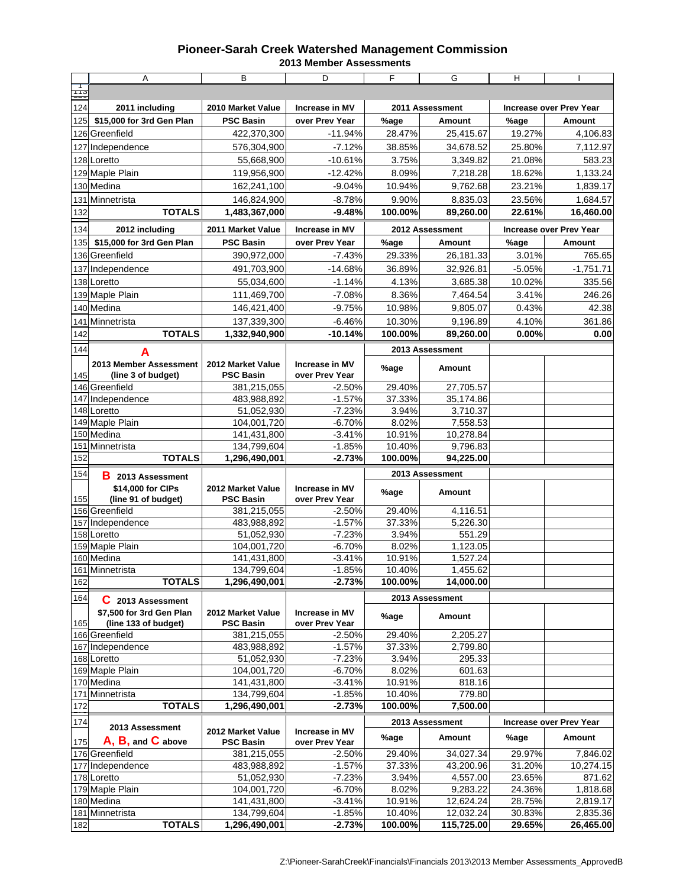# Pioneer-Sarah Creek Watershed Management Commission

## 2013 Member Assessments

| 2011 including $15,000 for 3rd Gen Plan | 2010 Market Value PSC Basin | Increase in MV over Prev Year | 2011 Assessment %age | 2011 Assessment Amount | Increase over Prev Year %age | Increase over Prev Year Amount |
|---|---|---|---|---|---|---|
| Greenfield | 422,370,300 | -11.94% | 28.47% | 25,415.67 | 19.27% | 4,106.83 |
| Independence | 576,304,900 | -7.12% | 38.85% | 34,678.52 | 25.80% | 7,112.97 |
| Loretto | 55,668,900 | -10.61% | 3.75% | 3,349.82 | 21.08% | 583.23 |
| Maple Plain | 119,956,900 | -12.42% | 8.09% | 7,218.28 | 18.62% | 1,133.24 |
| Medina | 162,241,100 | -9.04% | 10.94% | 9,762.68 | 23.21% | 1,839.17 |
| Minnetrista | 146,824,900 | -8.78% | 9.90% | 8,835.03 | 23.56% | 1,684.57 |
| **TOTALS** | **1,483,367,000** | **-9.48%** | **100.00%** | **89,260.00** | **22.61%** | **16,460.00** |

| 2012 including $15,000 for 3rd Gen Plan | 2011 Market Value PSC Basin | Increase in MV over Prev Year | 2012 Assessment %age | 2012 Assessment Amount | Increase over Prev Year %age | Increase over Prev Year Amount |
|---|---|---|---|---|---|---|
| Greenfield | 390,972,000 | -7.43% | 29.33% | 26,181.33 | 3.01% | 765.65 |
| Independence | 491,703,900 | -14.68% | 36.89% | 32,926.81 | -5.05% | -1,751.71 |
| Loretto | 55,034,600 | -1.14% | 4.13% | 3,685.38 | 10.02% | 335.56 |
| Maple Plain | 111,469,700 | -7.08% | 8.36% | 7,464.54 | 3.41% | 246.26 |
| Medina | 146,421,400 | -9.75% | 10.98% | 9,805.07 | 0.43% | 42.38 |
| Minnetrista | 137,339,300 | -6.46% | 10.30% | 9,196.89 | 4.10% | 361.86 |
| **TOTALS** | **1,332,940,900** | **-10.14%** | **100.00%** | **89,260.00** | **0.00%** | **0.00** |

| A — 2013 Member Assessment (line 3 of budget) | 2012 Market Value PSC Basin | Increase in MV over Prev Year | 2013 Assessment %age | 2013 Assessment Amount |
|---|---|---|---|---|
| Greenfield | 381,215,055 | -2.50% | 29.40% | 27,705.57 |
| Independence | 483,988,892 | -1.57% | 37.33% | 35,174.86 |
| Loretto | 51,052,930 | -7.23% | 3.94% | 3,710.37 |
| Maple Plain | 104,001,720 | -6.70% | 8.02% | 7,558.53 |
| Medina | 141,431,800 | -3.41% | 10.91% | 10,278.84 |
| Minnetrista | 134,799,604 | -1.85% | 10.40% | 9,796.83 |
| **TOTALS** | **1,296,490,001** | **-2.73%** | **100.00%** | **94,225.00** |

| B — 2013 Assessment $14,000 for CIPs (line 91 of budget) | 2012 Market Value PSC Basin | Increase in MV over Prev Year | 2013 Assessment %age | 2013 Assessment Amount |
|---|---|---|---|---|
| Greenfield | 381,215,055 | -2.50% | 29.40% | 4,116.51 |
| Independence | 483,988,892 | -1.57% | 37.33% | 5,226.30 |
| Loretto | 51,052,930 | -7.23% | 3.94% | 551.29 |
| Maple Plain | 104,001,720 | -6.70% | 8.02% | 1,123.05 |
| Medina | 141,431,800 | -3.41% | 10.91% | 1,527.24 |
| Minnetrista | 134,799,604 | -1.85% | 10.40% | 1,455.62 |
| **TOTALS** | **1,296,490,001** | **-2.73%** | **100.00%** | **14,000.00** |

| C — 2013 Assessment $7,500 for 3rd Gen Plan (line 133 of budget) | 2012 Market Value PSC Basin | Increase in MV over Prev Year | 2013 Assessment %age | 2013 Assessment Amount |
|---|---|---|---|---|
| Greenfield | 381,215,055 | -2.50% | 29.40% | 2,205.27 |
| Independence | 483,988,892 | -1.57% | 37.33% | 2,799.80 |
| Loretto | 51,052,930 | -7.23% | 3.94% | 295.33 |
| Maple Plain | 104,001,720 | -6.70% | 8.02% | 601.63 |
| Medina | 141,431,800 | -3.41% | 10.91% | 818.16 |
| Minnetrista | 134,799,604 | -1.85% | 10.40% | 779.80 |
| **TOTALS** | **1,296,490,001** | **-2.73%** | **100.00%** | **7,500.00** |

| 2013 Assessment A, B, and C above | 2012 Market Value PSC Basin | Increase in MV over Prev Year | 2013 Assessment %age | 2013 Assessment Amount | Increase over Prev Year %age | Increase over Prev Year Amount |
|---|---|---|---|---|---|---|
| Greenfield | 381,215,055 | -2.50% | 29.40% | 34,027.34 | 29.97% | 7,846.02 |
| Independence | 483,988,892 | -1.57% | 37.33% | 43,200.96 | 31.20% | 10,274.15 |
| Loretto | 51,052,930 | -7.23% | 3.94% | 4,557.00 | 23.65% | 871.62 |
| Maple Plain | 104,001,720 | -6.70% | 8.02% | 9,283.22 | 24.36% | 1,818.68 |
| Medina | 141,431,800 | -3.41% | 10.91% | 12,624.24 | 28.75% | 2,819.17 |
| Minnetrista | 134,799,604 | -1.85% | 10.40% | 12,032.24 | 30.83% | 2,835.36 |
| **TOTALS** | **1,296,490,001** | **-2.73%** | **100.00%** | **115,725.00** | **29.65%** | **26,465.00** |

Z:\Pioneer-SarahCreek\Financials\Financials 2013\2013 Member Assessments_ApprovedB